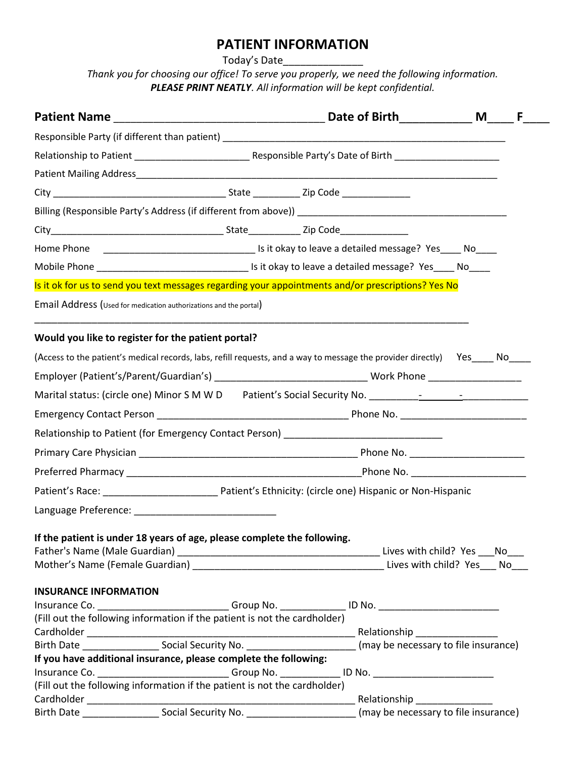# PATIENT INFORMATION

Today's Date______________

*Thank you for choosing our office! To serve you properly, we need the following information.*
***PLEASE PRINT NEATLY**. All information will be kept confidential.*

**Patient Name** ___________________________________ **Date of Birth**___________ **M**____ **F**____

Responsible Party (if different than patient) ________________________________________________________

Relationship to Patient ______________________ Responsible Party's Date of Birth ____________________

Patient Mailing Address___________________________________________________________________________

City _________________________________ State _________ Zip Code _____________

Billing (Responsible Party's Address (if different from above)) __________________________________________

City_________________________________ State__________ Zip Code_____________

Home Phone _____________________________ Is it okay to leave a detailed message? Yes____ No____

Mobile Phone _____________________________ Is it okay to leave a detailed message? Yes____ No____

Is it ok for us to send you text messages regarding your appointments and/or prescriptions? Yes No

Email Address (Used for medication authorizations and the portal)

_____________________________________________________________________________________

**Would you like to register for the patient portal?**

(Access to the patient's medical records, labs, refill requests, and a way to message the provider directly) Yes____ No____

Employer (Patient's/Parent/Guardian's) ____________________________ Work Phone _________________

Marital status: (circle one) Minor S M W D Patient's Social Security No. _________-________-____________

Emergency Contact Person ____________________________________ Phone No. _______________________

Relationship to Patient (for Emergency Contact Person) _____________________________

Primary Care Physician __________________________________________ Phone No. _____________________

Preferred Pharmacy ____________________________________________Phone No. _____________________

Patient's Race: _____________________ Patient's Ethnicity: (circle one) Hispanic or Non-Hispanic

Language Preference: __________________________

**If the patient is under 18 years of age, please complete the following.**

Father's Name (Male Guardian) ____________________________________ Lives with child? Yes ___No___

Mother's Name (Female Guardian) __________________________________ Lives with child? Yes___ No___

**INSURANCE INFORMATION**

Insurance Co. ________________________ Group No. ____________ ID No. ______________________

(Fill out the following information if the patient is not the cardholder)

Cardholder ___________________________________________________ Relationship _______________

Birth Date ______________ Social Security No. ____________________ (may be necessary to file insurance)

**If you have additional insurance, please complete the following:**

Insurance Co. ________________________ Group No. ___________ ID No. ______________________

(Fill out the following information if the patient is not the cardholder)

Cardholder ___________________________________________________ Relationship ______________

Birth Date ______________ Social Security No. ____________________ (may be necessary to file insurance)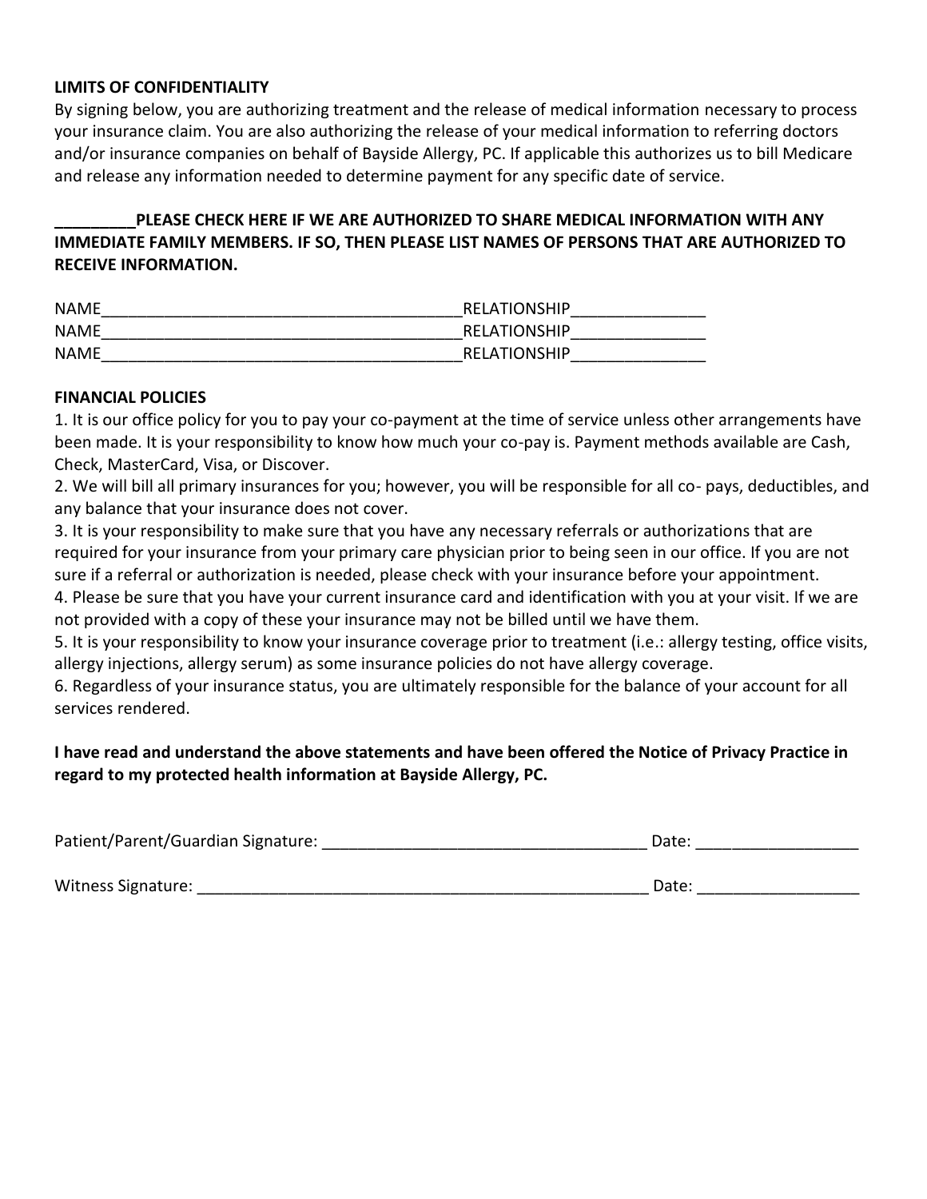**LIMITS OF CONFIDENTIALITY**

By signing below, you are authorizing treatment and the release of medical information necessary to process your insurance claim. You are also authorizing the release of your medical information to referring doctors and/or insurance companies on behalf of Bayside Allergy, PC. If applicable this authorizes us to bill Medicare and release any information needed to determine payment for any specific date of service.

**_________PLEASE CHECK HERE IF WE ARE AUTHORIZED TO SHARE MEDICAL INFORMATION WITH ANY IMMEDIATE FAMILY MEMBERS. IF SO, THEN PLEASE LIST NAMES OF PERSONS THAT ARE AUTHORIZED TO RECEIVE INFORMATION.**

NAME________________________________________RELATIONSHIP_______________

NAME________________________________________RELATIONSHIP_______________

NAME________________________________________RELATIONSHIP_______________

**FINANCIAL POLICIES**

1. It is our office policy for you to pay your co-payment at the time of service unless other arrangements have been made. It is your responsibility to know how much your co-pay is. Payment methods available are Cash, Check, MasterCard, Visa, or Discover.
2. We will bill all primary insurances for you; however, you will be responsible for all co- pays, deductibles, and any balance that your insurance does not cover.
3. It is your responsibility to make sure that you have any necessary referrals or authorizations that are required for your insurance from your primary care physician prior to being seen in our office. If you are not sure if a referral or authorization is needed, please check with your insurance before your appointment.
4. Please be sure that you have your current insurance card and identification with you at your visit. If we are not provided with a copy of these your insurance may not be billed until we have them.
5. It is your responsibility to know your insurance coverage prior to treatment (i.e.: allergy testing, office visits, allergy injections, allergy serum) as some insurance policies do not have allergy coverage.
6. Regardless of your insurance status, you are ultimately responsible for the balance of your account for all services rendered.

**I have read and understand the above statements and have been offered the Notice of Privacy Practice in regard to my protected health information at Bayside Allergy, PC.**

Patient/Parent/Guardian Signature: ____________________________________ Date: __________________

Witness Signature: ___________________________________________________ Date: __________________